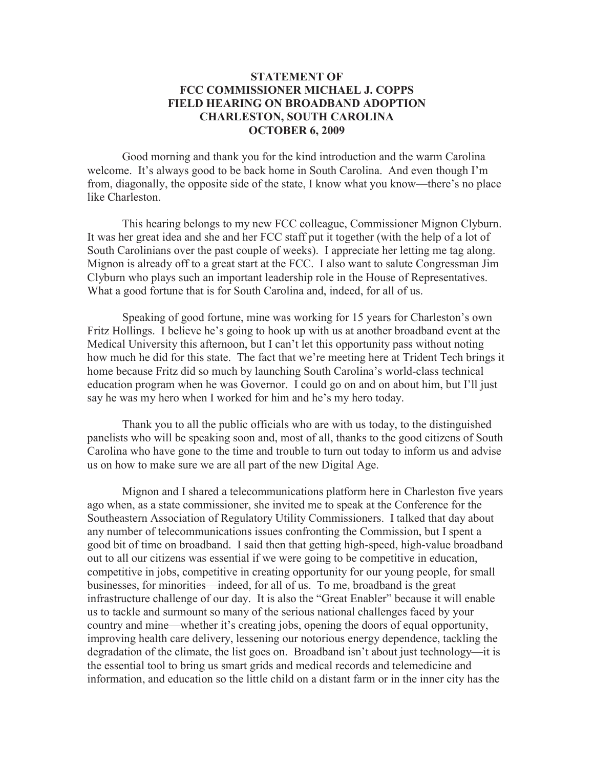**STATEMENT OF**
**FCC COMMISSIONER MICHAEL J. COPPS**
**FIELD HEARING ON BROADBAND ADOPTION**
**CHARLESTON, SOUTH CAROLINA**
**OCTOBER 6, 2009**

Good morning and thank you for the kind introduction and the warm Carolina welcome. It's always good to be back home in South Carolina. And even though I'm from, diagonally, the opposite side of the state, I know what you know—there's no place like Charleston.

This hearing belongs to my new FCC colleague, Commissioner Mignon Clyburn. It was her great idea and she and her FCC staff put it together (with the help of a lot of South Carolinians over the past couple of weeks). I appreciate her letting me tag along. Mignon is already off to a great start at the FCC. I also want to salute Congressman Jim Clyburn who plays such an important leadership role in the House of Representatives. What a good fortune that is for South Carolina and, indeed, for all of us.

Speaking of good fortune, mine was working for 15 years for Charleston's own Fritz Hollings. I believe he's going to hook up with us at another broadband event at the Medical University this afternoon, but I can't let this opportunity pass without noting how much he did for this state. The fact that we're meeting here at Trident Tech brings it home because Fritz did so much by launching South Carolina's world-class technical education program when he was Governor. I could go on and on about him, but I'll just say he was my hero when I worked for him and he's my hero today.

Thank you to all the public officials who are with us today, to the distinguished panelists who will be speaking soon and, most of all, thanks to the good citizens of South Carolina who have gone to the time and trouble to turn out today to inform us and advise us on how to make sure we are all part of the new Digital Age.

Mignon and I shared a telecommunications platform here in Charleston five years ago when, as a state commissioner, she invited me to speak at the Conference for the Southeastern Association of Regulatory Utility Commissioners. I talked that day about any number of telecommunications issues confronting the Commission, but I spent a good bit of time on broadband. I said then that getting high-speed, high-value broadband out to all our citizens was essential if we were going to be competitive in education, competitive in jobs, competitive in creating opportunity for our young people, for small businesses, for minorities—indeed, for all of us. To me, broadband is the great infrastructure challenge of our day. It is also the "Great Enabler" because it will enable us to tackle and surmount so many of the serious national challenges faced by your country and mine—whether it's creating jobs, opening the doors of equal opportunity, improving health care delivery, lessening our notorious energy dependence, tackling the degradation of the climate, the list goes on. Broadband isn't about just technology—it is the essential tool to bring us smart grids and medical records and telemedicine and information, and education so the little child on a distant farm or in the inner city has the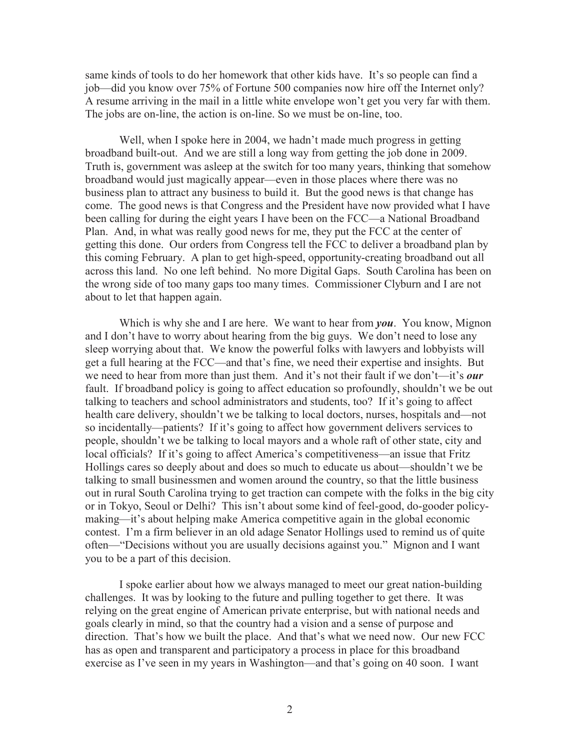same kinds of tools to do her homework that other kids have. It's so people can find a job—did you know over 75% of Fortune 500 companies now hire off the Internet only? A resume arriving in the mail in a little white envelope won't get you very far with them. The jobs are on-line, the action is on-line. So we must be on-line, too.

Well, when I spoke here in 2004, we hadn't made much progress in getting broadband built-out. And we are still a long way from getting the job done in 2009. Truth is, government was asleep at the switch for too many years, thinking that somehow broadband would just magically appear—even in those places where there was no business plan to attract any business to build it. But the good news is that change has come. The good news is that Congress and the President have now provided what I have been calling for during the eight years I have been on the FCC—a National Broadband Plan. And, in what was really good news for me, they put the FCC at the center of getting this done. Our orders from Congress tell the FCC to deliver a broadband plan by this coming February. A plan to get high-speed, opportunity-creating broadband out all across this land. No one left behind. No more Digital Gaps. South Carolina has been on the wrong side of too many gaps too many times. Commissioner Clyburn and I are not about to let that happen again.

Which is why she and I are here. We want to hear from ***you***. You know, Mignon and I don't have to worry about hearing from the big guys. We don't need to lose any sleep worrying about that. We know the powerful folks with lawyers and lobbyists will get a full hearing at the FCC—and that's fine, we need their expertise and insights. But we need to hear from more than just them. And it's not their fault if we don't—it's ***our*** fault. If broadband policy is going to affect education so profoundly, shouldn't we be out talking to teachers and school administrators and students, too? If it's going to affect health care delivery, shouldn't we be talking to local doctors, nurses, hospitals and—not so incidentally—patients? If it's going to affect how government delivers services to people, shouldn't we be talking to local mayors and a whole raft of other state, city and local officials? If it's going to affect America's competitiveness—an issue that Fritz Hollings cares so deeply about and does so much to educate us about—shouldn't we be talking to small businessmen and women around the country, so that the little business out in rural South Carolina trying to get traction can compete with the folks in the big city or in Tokyo, Seoul or Delhi? This isn't about some kind of feel-good, do-gooder policy-making—it's about helping make America competitive again in the global economic contest. I'm a firm believer in an old adage Senator Hollings used to remind us of quite often—"Decisions without you are usually decisions against you." Mignon and I want you to be a part of this decision.

I spoke earlier about how we always managed to meet our great nation-building challenges. It was by looking to the future and pulling together to get there. It was relying on the great engine of American private enterprise, but with national needs and goals clearly in mind, so that the country had a vision and a sense of purpose and direction. That's how we built the place. And that's what we need now. Our new FCC has as open and transparent and participatory a process in place for this broadband exercise as I've seen in my years in Washington—and that's going on 40 soon. I want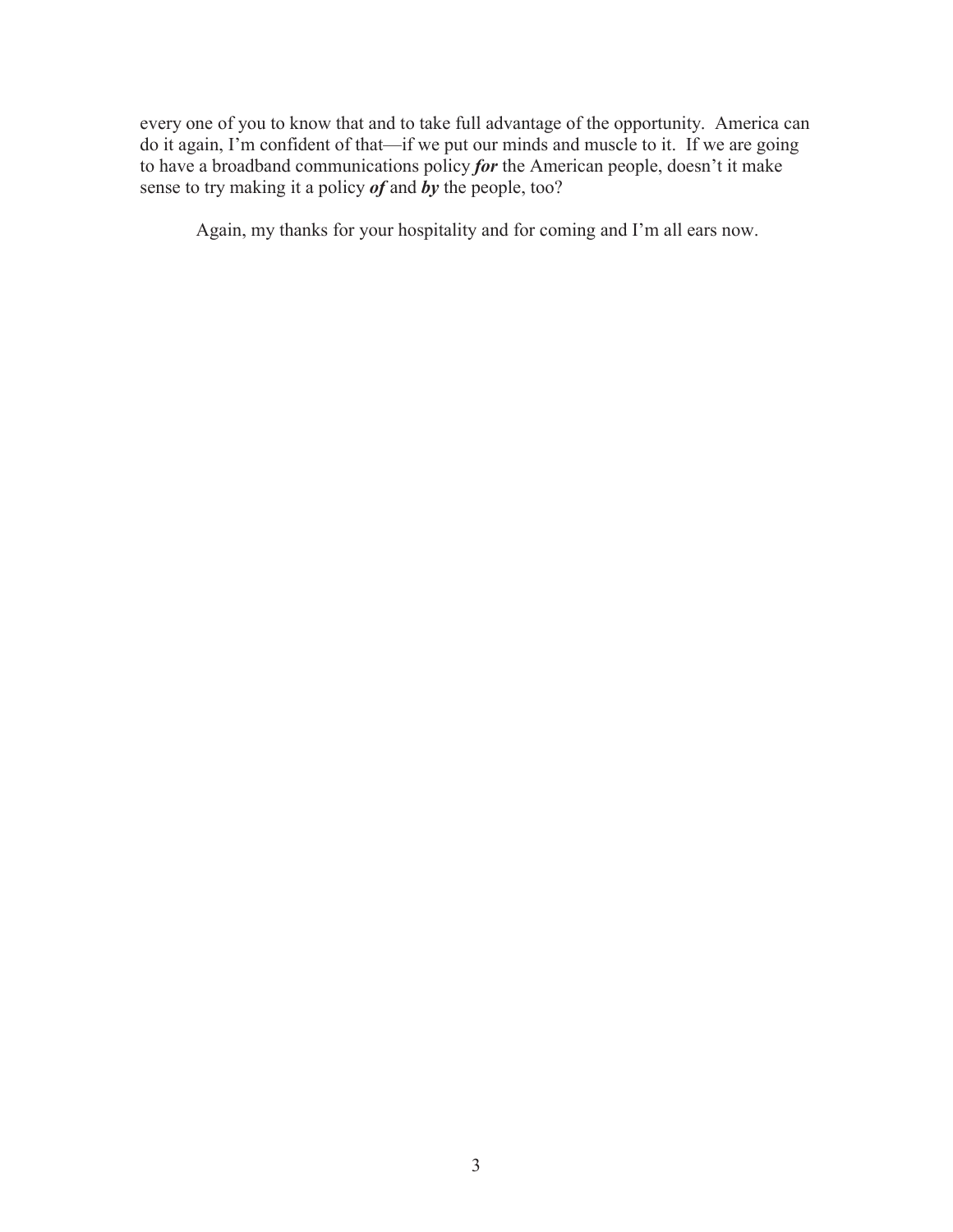every one of you to know that and to take full advantage of the opportunity. America can do it again, I'm confident of that—if we put our minds and muscle to it. If we are going to have a broadband communications policy ***for*** the American people, doesn't it make sense to try making it a policy ***of*** and ***by*** the people, too?

Again, my thanks for your hospitality and for coming and I'm all ears now.